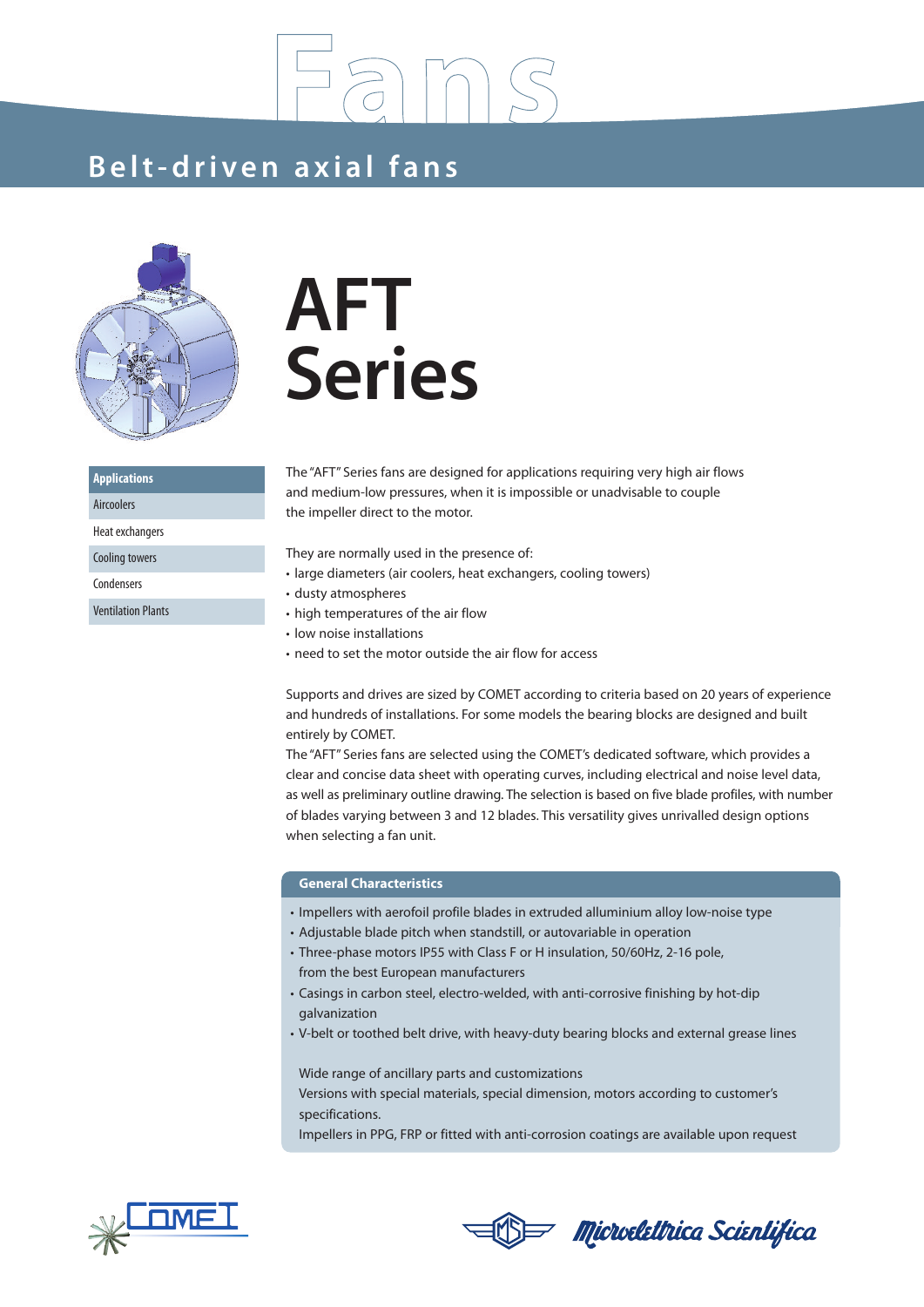# Fans

## Belt-driven axial fans

# AFT Series

| Applications |
|---|
| Aircoolers |
| Heat exchangers |
| Cooling towers |
| Condensers |
| Ventilation Plants |

The "AFT" Series fans are designed for applications requiring very high air flows and medium-low pressures, when it is impossible or unadvisable to couple the impeller direct to the motor.

They are normally used in the presence of:

- large diameters (air coolers, heat exchangers, cooling towers)
- dusty atmospheres
- high temperatures of the air flow
- low noise installations
- need to set the motor outside the air flow for access

Supports and drives are sized by COMET according to criteria based on 20 years of experience and hundreds of installations. For some models the bearing blocks are designed and built entirely by COMET.

The "AFT" Series fans are selected using the COMET's dedicated software, which provides a clear and concise data sheet with operating curves, including electrical and noise level data, as well as preliminary outline drawing. The selection is based on five blade profiles, with number of blades varying between 3 and 12 blades. This versatility gives unrivalled design options when selecting a fan unit.

### General Characteristics

- Impellers with aerofoil profile blades in extruded alluminium alloy low-noise type
- Adjustable blade pitch when standstill, or autovariable in operation
- Three-phase motors IP55 with Class F or H insulation, 50/60Hz, 2-16 pole, from the best European manufacturers
- Casings in carbon steel, electro-welded, with anti-corrosive finishing by hot-dip galvanization
- V-belt or toothed belt drive, with heavy-duty bearing blocks and external grease lines

Wide range of ancillary parts and customizations

Versions with special materials, special dimension, motors according to customer's specifications.

Impellers in PPG, FRP or fitted with anti-corrosion coatings are available upon request

COMET

Microelettrica Scientifica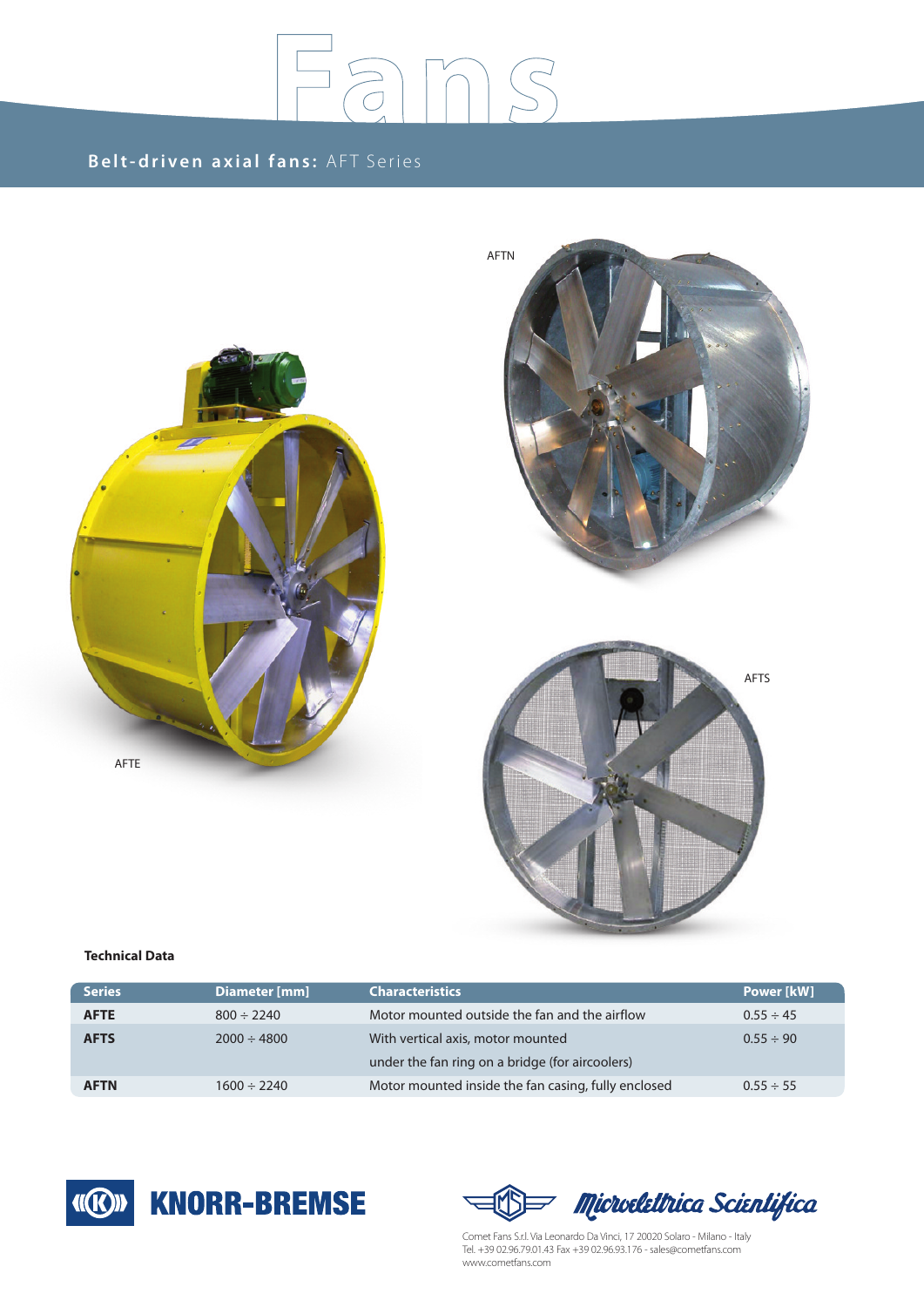# Fans

## **Belt-driven axial fans:** AFT Series

AFTN

AFTE

AFTS

**Technical Data**

| Series | Diameter [mm] | Characteristics | Power [kW] |
|---|---|---|---|
| **AFTE** | 800 ÷ 2240 | Motor mounted outside the fan and the airflow | 0.55 ÷ 45 |
| **AFTS** | 2000 ÷ 4800 | With vertical axis, motor mounted under the fan ring on a bridge (for aircoolers) | 0.55 ÷ 90 |
| **AFTN** | 1600 ÷ 2240 | Motor mounted inside the fan casing, fully enclosed | 0.55 ÷ 55 |

KNORR-BREMSE

Microelettrica Scientifica

Comet Fans S.r.l. Via Leonardo Da Vinci, 17 20020 Solaro - Milano - Italy
Tel. +39 02.96.79.01.43 Fax +39 02.96.93.176 - sales@cometfans.com
www.cometfans.com